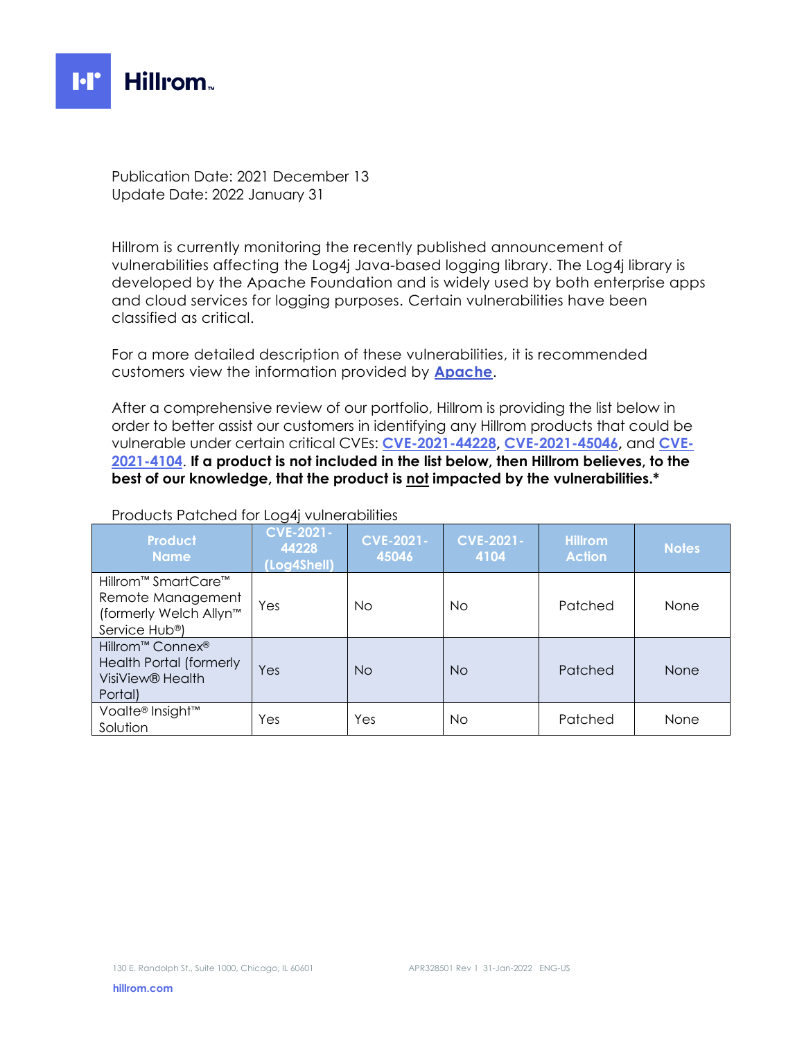Hillrom™

Publication Date: 2021 December 13
Update Date: 2022 January 31

Hillrom is currently monitoring the recently published announcement of vulnerabilities affecting the Log4j Java-based logging library. The Log4j library is developed by the Apache Foundation and is widely used by both enterprise apps and cloud services for logging purposes. Certain vulnerabilities have been classified as critical.

For a more detailed description of these vulnerabilities, it is recommended customers view the information provided by **Apache**.

After a comprehensive review of our portfolio, Hillrom is providing the list below in order to better assist our customers in identifying any Hillrom products that could be vulnerable under certain critical CVEs: **CVE-2021-44228**, **CVE-2021-45046**, and **CVE-2021-4104**. **If a product is not included in the list below, then Hillrom believes, to the best of our knowledge, that the product is not impacted by the vulnerabilities.***

Products Patched for Log4j vulnerabilities

| Product Name | CVE-2021-44228 (Log4Shell) | CVE-2021-45046 | CVE-2021-4104 | Hillrom Action | Notes |
|---|---|---|---|---|---|
| Hillrom™ SmartCare™ Remote Management (formerly Welch Allyn™ Service Hub®) | Yes | No | No | Patched | None |
| Hillrom™ Connex® Health Portal (formerly VisiView® Health Portal) | Yes | No | No | Patched | None |
| Voalte® Insight™ Solution | Yes | Yes | No | Patched | None |

130 E. Randolph St., Suite 1000, Chicago, IL 60601 APR328501 Rev 1 31-Jan-2022 ENG-US

hillrom.com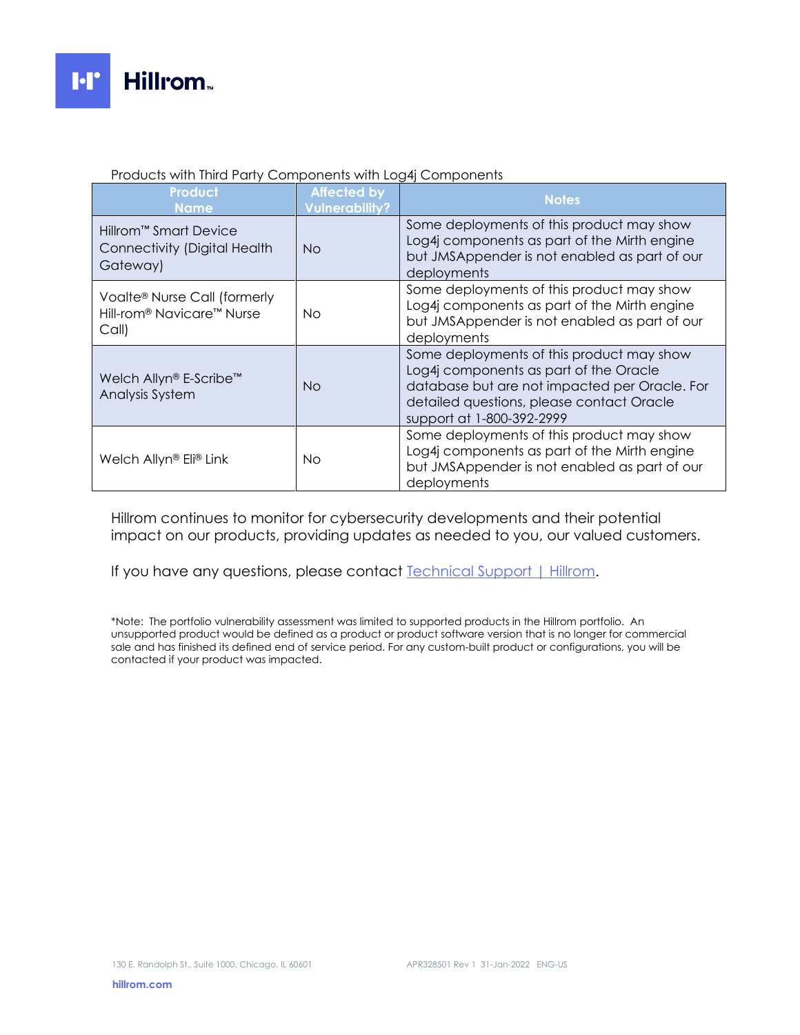Products with Third Party Components with Log4j Components

| Product Name | Affected by Vulnerability? | Notes |
|---|---|---|
| Hillrom™ Smart Device Connectivity (Digital Health Gateway) | No | Some deployments of this product may show Log4j components as part of the Mirth engine but JMSAppender is not enabled as part of our deployments |
| Voalte® Nurse Call (formerly Hill-rom® Navicare™ Nurse Call) | No | Some deployments of this product may show Log4j components as part of the Mirth engine but JMSAppender is not enabled as part of our deployments |
| Welch Allyn® E-Scribe™ Analysis System | No | Some deployments of this product may show Log4j components as part of the Oracle database but are not impacted per Oracle. For detailed questions, please contact Oracle support at 1-800-392-2999 |
| Welch Allyn® Eli® Link | No | Some deployments of this product may show Log4j components as part of the Mirth engine but JMSAppender is not enabled as part of our deployments |

Hillrom continues to monitor for cybersecurity developments and their potential impact on our products, providing updates as needed to you, our valued customers.

If you have any questions, please contact [Technical Support | Hillrom](Technical Support | Hillrom).

*Note: The portfolio vulnerability assessment was limited to supported products in the Hillrom portfolio. An unsupported product would be defined as a product or product software version that is no longer for commercial sale and has finished its defined end of service period. For any custom-built product or configurations, you will be contacted if your product was impacted.

130 E. Randolph St., Suite 1000, Chicago, IL 60601 APR328501 Rev 1 31-Jan-2022 ENG-US

hillrom.com